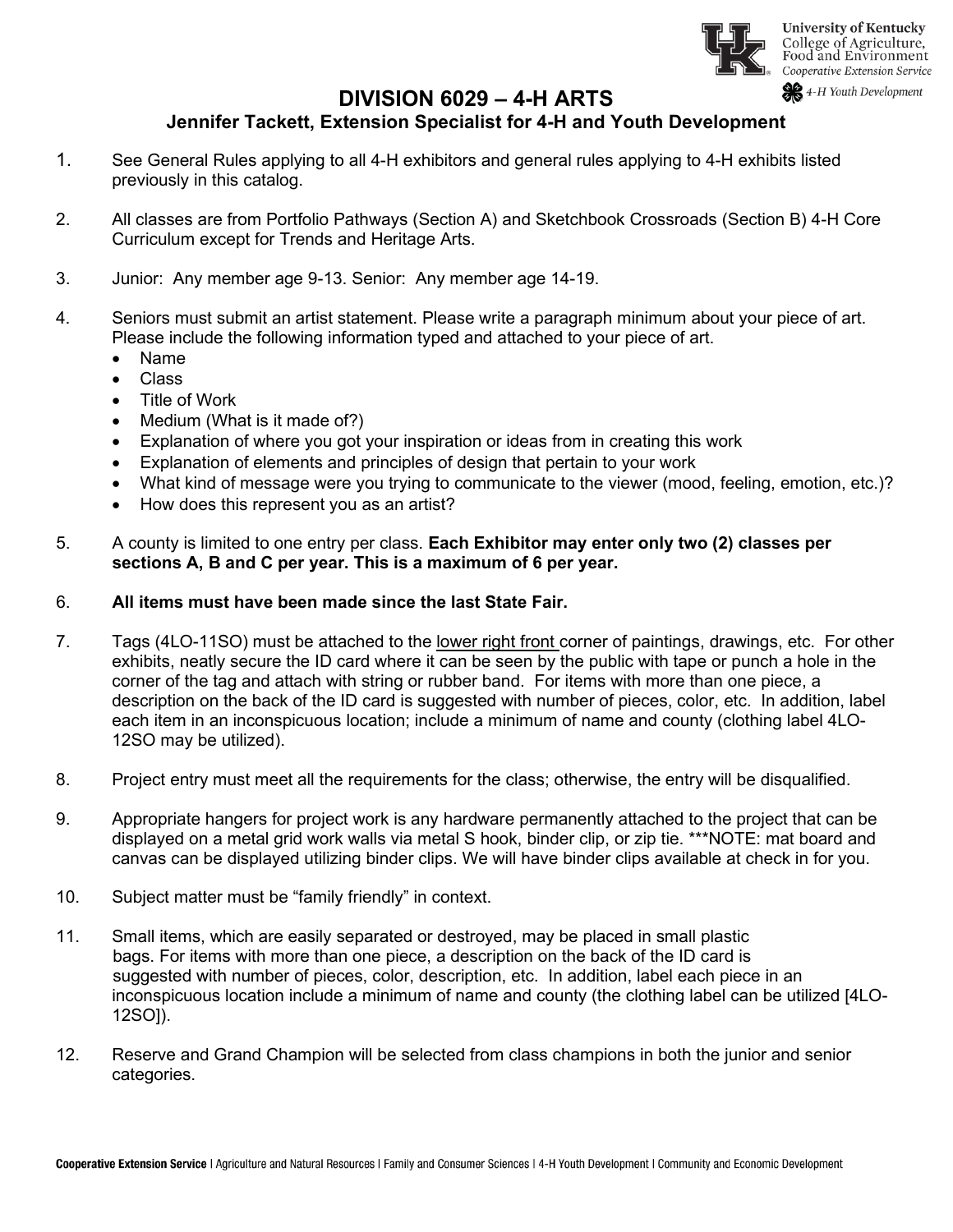# DIVISION 6029 – 4-H ARTS

## Jennifer Tackett, Extension Specialist for 4-H and Youth Development

1. See General Rules applying to all 4-H exhibitors and general rules applying to 4-H exhibits listed previously in this catalog.

2. All classes are from Portfolio Pathways (Section A) and Sketchbook Crossroads (Section B) 4-H Core Curriculum except for Trends and Heritage Arts.

3. Junior: Any member age 9-13. Senior: Any member age 14-19.

4. Seniors must submit an artist statement. Please write a paragraph minimum about your piece of art. Please include the following information typed and attached to your piece of art.
   - Name
   - Class
   - Title of Work
   - Medium (What is it made of?)
   - Explanation of where you got your inspiration or ideas from in creating this work
   - Explanation of elements and principles of design that pertain to your work
   - What kind of message were you trying to communicate to the viewer (mood, feeling, emotion, etc.)?
   - How does this represent you as an artist?

5. A county is limited to one entry per class. **Each Exhibitor may enter only two (2) classes per sections A, B and C per year. This is a maximum of 6 per year.**

6. **All items must have been made since the last State Fair.**

7. Tags (4LO-11SO) must be attached to the lower right front corner of paintings, drawings, etc. For other exhibits, neatly secure the ID card where it can be seen by the public with tape or punch a hole in the corner of the tag and attach with string or rubber band. For items with more than one piece, a description on the back of the ID card is suggested with number of pieces, color, etc. In addition, label each item in an inconspicuous location; include a minimum of name and county (clothing label 4LO-12SO may be utilized).

8. Project entry must meet all the requirements for the class; otherwise, the entry will be disqualified.

9. Appropriate hangers for project work is any hardware permanently attached to the project that can be displayed on a metal grid work walls via metal S hook, binder clip, or zip tie. ***NOTE: mat board and canvas can be displayed utilizing binder clips. We will have binder clips available at check in for you.

10. Subject matter must be "family friendly" in context.

11. Small items, which are easily separated or destroyed, may be placed in small plastic bags. For items with more than one piece, a description on the back of the ID card is suggested with number of pieces, color, description, etc. In addition, label each piece in an inconspicuous location include a minimum of name and county (the clothing label can be utilized [4LO-12SO]).

12. Reserve and Grand Champion will be selected from class champions in both the junior and senior categories.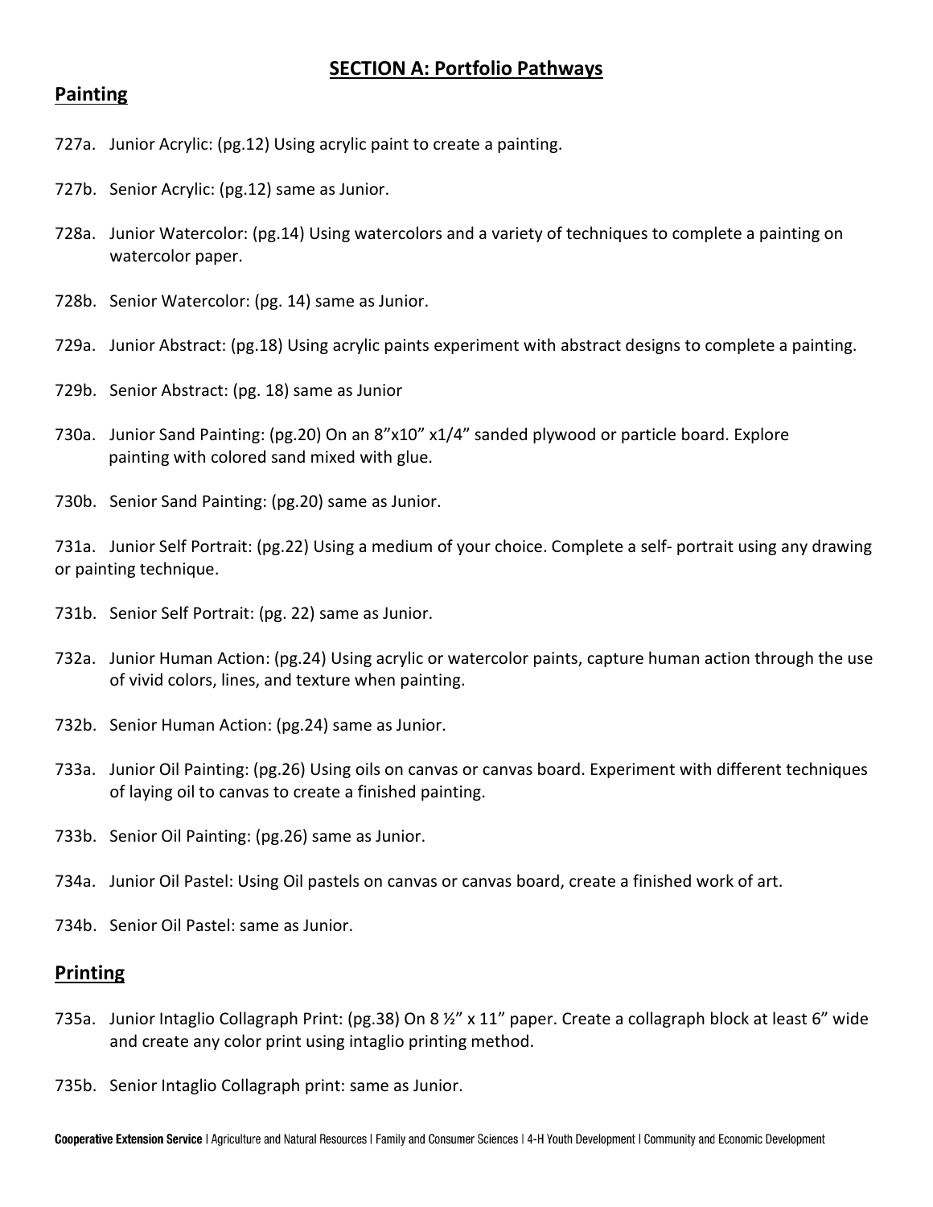## SECTION A: Portfolio Pathways

### Painting

727a. Junior Acrylic: (pg.12) Using acrylic paint to create a painting.

727b. Senior Acrylic: (pg.12) same as Junior.

728a. Junior Watercolor: (pg.14) Using watercolors and a variety of techniques to complete a painting on watercolor paper.

728b. Senior Watercolor: (pg. 14) same as Junior.

729a. Junior Abstract: (pg.18) Using acrylic paints experiment with abstract designs to complete a painting.

729b. Senior Abstract: (pg. 18) same as Junior

730a. Junior Sand Painting: (pg.20) On an 8"x10" x1/4" sanded plywood or particle board. Explore painting with colored sand mixed with glue.

730b. Senior Sand Painting: (pg.20) same as Junior.

731a. Junior Self Portrait: (pg.22) Using a medium of your choice. Complete a self- portrait using any drawing or painting technique.

731b. Senior Self Portrait: (pg. 22) same as Junior.

732a. Junior Human Action: (pg.24) Using acrylic or watercolor paints, capture human action through the use of vivid colors, lines, and texture when painting.

732b. Senior Human Action: (pg.24) same as Junior.

733a. Junior Oil Painting: (pg.26) Using oils on canvas or canvas board. Experiment with different techniques of laying oil to canvas to create a finished painting.

733b. Senior Oil Painting: (pg.26) same as Junior.

734a. Junior Oil Pastel: Using Oil pastels on canvas or canvas board, create a finished work of art.

734b. Senior Oil Pastel: same as Junior.

### Printing

735a. Junior Intaglio Collagraph Print: (pg.38) On 8 ½" x 11" paper. Create a collagraph block at least 6" wide and create any color print using intaglio printing method.

735b. Senior Intaglio Collagraph print: same as Junior.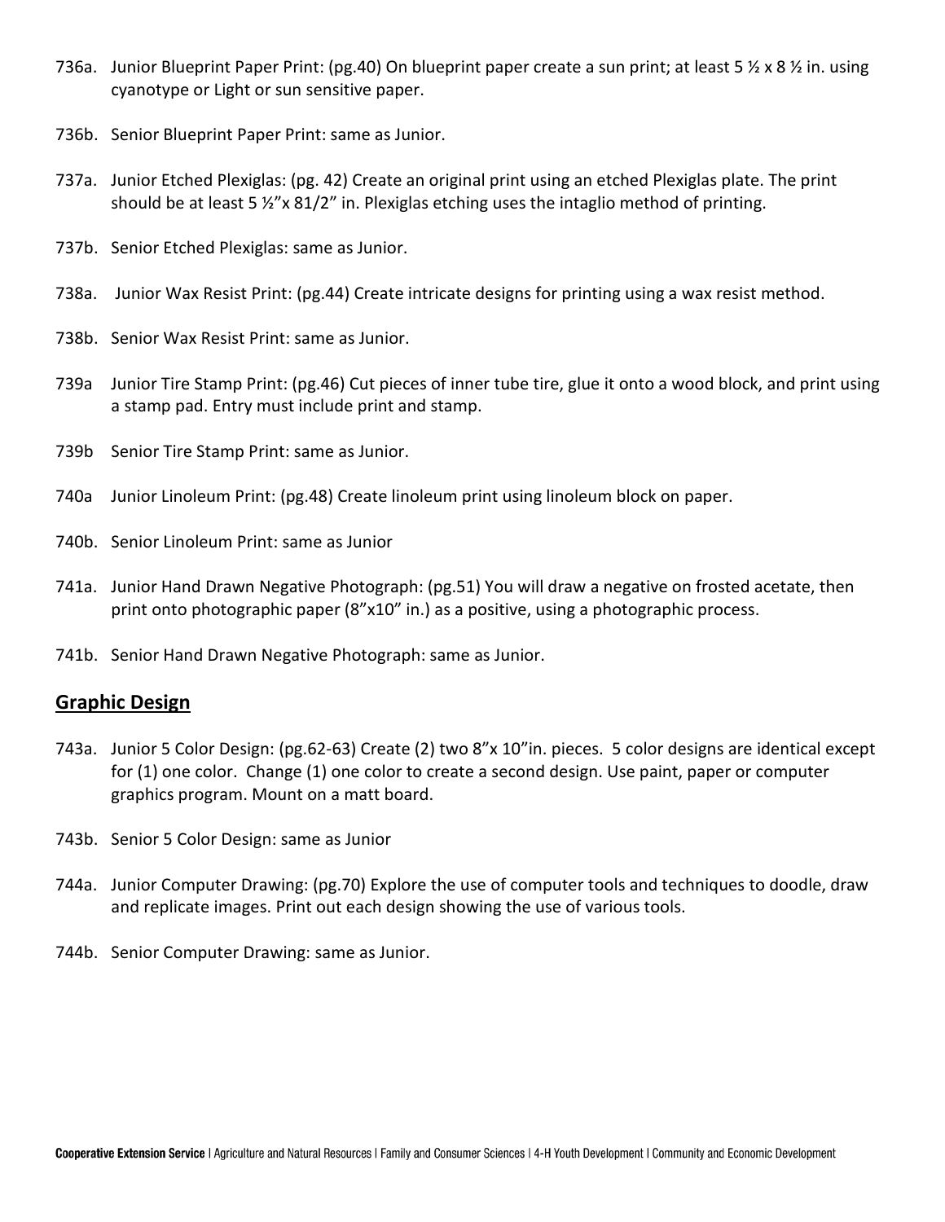736a. Junior Blueprint Paper Print: (pg.40) On blueprint paper create a sun print; at least 5 ½ x 8 ½ in. using cyanotype or Light or sun sensitive paper.

736b. Senior Blueprint Paper Print: same as Junior.

737a. Junior Etched Plexiglas: (pg. 42) Create an original print using an etched Plexiglas plate. The print should be at least 5 ½"x 81/2" in. Plexiglas etching uses the intaglio method of printing.

737b. Senior Etched Plexiglas: same as Junior.

738a. Junior Wax Resist Print: (pg.44) Create intricate designs for printing using a wax resist method.

738b. Senior Wax Resist Print: same as Junior.

739a Junior Tire Stamp Print: (pg.46) Cut pieces of inner tube tire, glue it onto a wood block, and print using a stamp pad. Entry must include print and stamp.

739b Senior Tire Stamp Print: same as Junior.

740a Junior Linoleum Print: (pg.48) Create linoleum print using linoleum block on paper.

740b. Senior Linoleum Print: same as Junior

741a. Junior Hand Drawn Negative Photograph: (pg.51) You will draw a negative on frosted acetate, then print onto photographic paper (8"x10" in.) as a positive, using a photographic process.

741b. Senior Hand Drawn Negative Photograph: same as Junior.

## Graphic Design

743a. Junior 5 Color Design: (pg.62-63) Create (2) two 8"x 10"in. pieces. 5 color designs are identical except for (1) one color. Change (1) one color to create a second design. Use paint, paper or computer graphics program. Mount on a matt board.

743b. Senior 5 Color Design: same as Junior

744a. Junior Computer Drawing: (pg.70) Explore the use of computer tools and techniques to doodle, draw and replicate images. Print out each design showing the use of various tools.

744b. Senior Computer Drawing: same as Junior.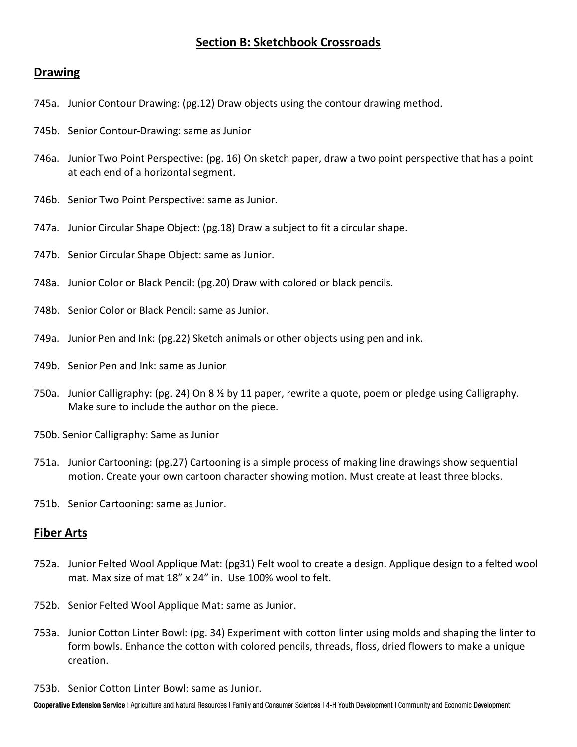## Section B: Sketchbook Crossroads

### Drawing

745a. Junior Contour Drawing: (pg.12) Draw objects using the contour drawing method.

745b. Senior Contour-Drawing: same as Junior

746a. Junior Two Point Perspective: (pg. 16) On sketch paper, draw a two point perspective that has a point at each end of a horizontal segment.

746b. Senior Two Point Perspective: same as Junior.

747a. Junior Circular Shape Object: (pg.18) Draw a subject to fit a circular shape.

747b. Senior Circular Shape Object: same as Junior.

748a. Junior Color or Black Pencil: (pg.20) Draw with colored or black pencils.

748b. Senior Color or Black Pencil: same as Junior.

749a. Junior Pen and Ink: (pg.22) Sketch animals or other objects using pen and ink.

749b. Senior Pen and Ink: same as Junior

750a. Junior Calligraphy: (pg. 24) On 8 ½ by 11 paper, rewrite a quote, poem or pledge using Calligraphy. Make sure to include the author on the piece.

750b. Senior Calligraphy: Same as Junior

751a. Junior Cartooning: (pg.27) Cartooning is a simple process of making line drawings show sequential motion. Create your own cartoon character showing motion. Must create at least three blocks.

751b. Senior Cartooning: same as Junior.

### Fiber Arts

752a. Junior Felted Wool Applique Mat: (pg31) Felt wool to create a design. Applique design to a felted wool mat. Max size of mat 18" x 24" in. Use 100% wool to felt.

752b. Senior Felted Wool Applique Mat: same as Junior.

753a. Junior Cotton Linter Bowl: (pg. 34) Experiment with cotton linter using molds and shaping the linter to form bowls. Enhance the cotton with colored pencils, threads, floss, dried flowers to make a unique creation.

753b. Senior Cotton Linter Bowl: same as Junior.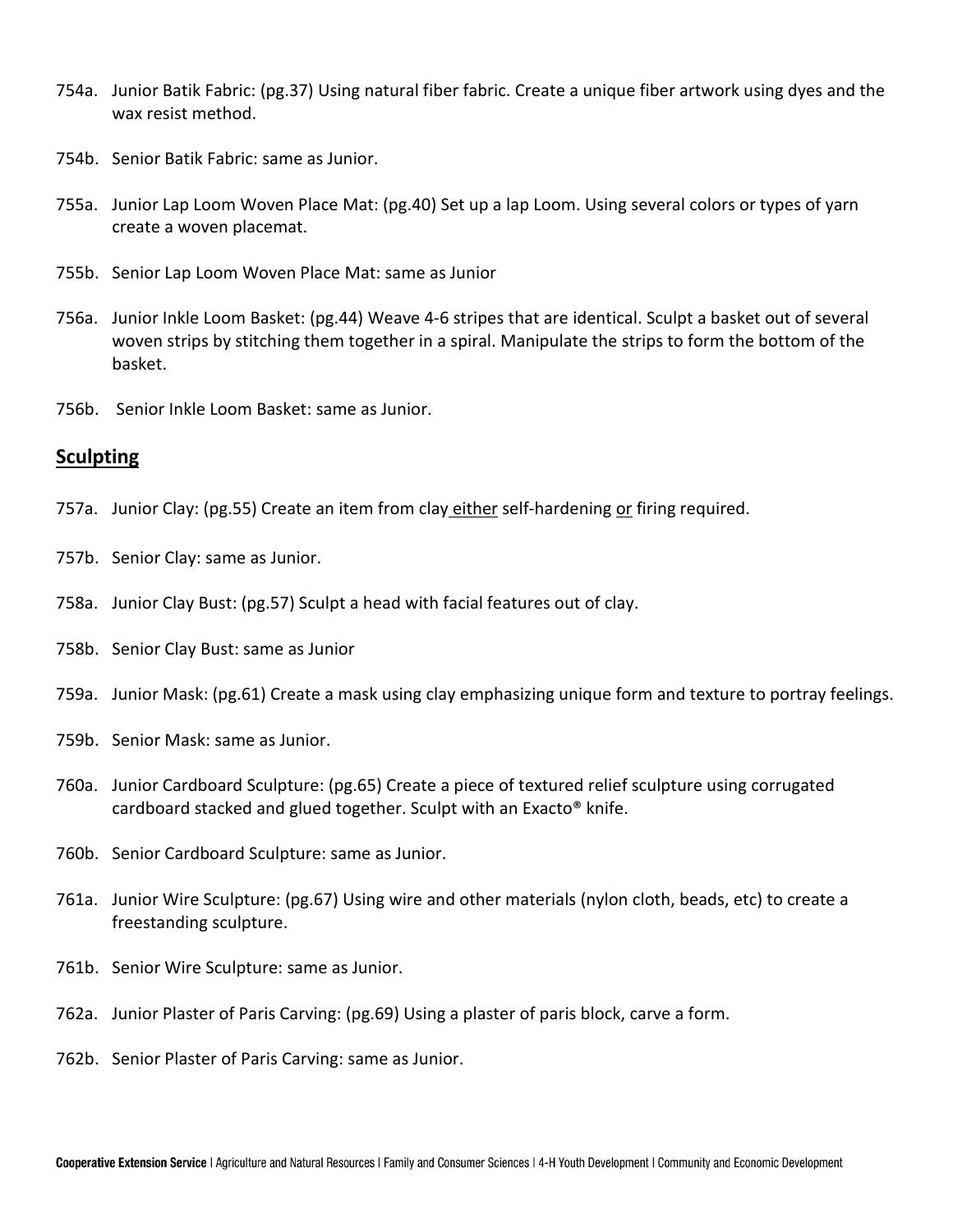754a. Junior Batik Fabric: (pg.37) Using natural fiber fabric. Create a unique fiber artwork using dyes and the wax resist method.

754b. Senior Batik Fabric: same as Junior.

755a. Junior Lap Loom Woven Place Mat: (pg.40) Set up a lap Loom. Using several colors or types of yarn create a woven placemat.

755b. Senior Lap Loom Woven Place Mat: same as Junior

756a. Junior Inkle Loom Basket: (pg.44) Weave 4-6 stripes that are identical. Sculpt a basket out of several woven strips by stitching them together in a spiral. Manipulate the strips to form the bottom of the basket.

756b. Senior Inkle Loom Basket: same as Junior.

## Sculpting

757a. Junior Clay: (pg.55) Create an item from clay either self-hardening or firing required.

757b. Senior Clay: same as Junior.

758a. Junior Clay Bust: (pg.57) Sculpt a head with facial features out of clay.

758b. Senior Clay Bust: same as Junior

759a. Junior Mask: (pg.61) Create a mask using clay emphasizing unique form and texture to portray feelings.

759b. Senior Mask: same as Junior.

760a. Junior Cardboard Sculpture: (pg.65) Create a piece of textured relief sculpture using corrugated cardboard stacked and glued together. Sculpt with an Exacto® knife.

760b. Senior Cardboard Sculpture: same as Junior.

761a. Junior Wire Sculpture: (pg.67) Using wire and other materials (nylon cloth, beads, etc) to create a freestanding sculpture.

761b. Senior Wire Sculpture: same as Junior.

762a. Junior Plaster of Paris Carving: (pg.69) Using a plaster of paris block, carve a form.

762b. Senior Plaster of Paris Carving: same as Junior.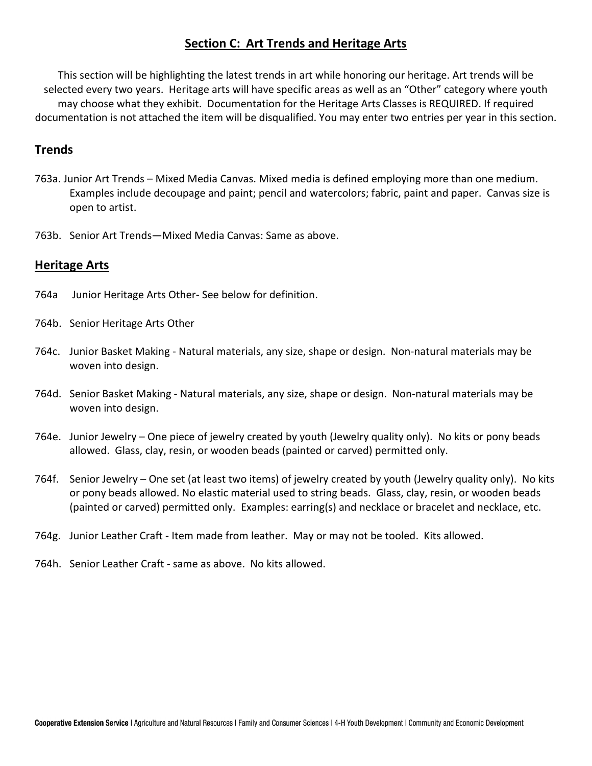## Section C: Art Trends and Heritage Arts

This section will be highlighting the latest trends in art while honoring our heritage. Art trends will be selected every two years. Heritage arts will have specific areas as well as an "Other" category where youth may choose what they exhibit. Documentation for the Heritage Arts Classes is REQUIRED. If required documentation is not attached the item will be disqualified. You may enter two entries per year in this section.

### Trends

763a. Junior Art Trends – Mixed Media Canvas. Mixed media is defined employing more than one medium. Examples include decoupage and paint; pencil and watercolors; fabric, paint and paper. Canvas size is open to artist.

763b. Senior Art Trends—Mixed Media Canvas: Same as above.

### Heritage Arts

764a Junior Heritage Arts Other- See below for definition.

764b. Senior Heritage Arts Other

764c. Junior Basket Making - Natural materials, any size, shape or design. Non-natural materials may be woven into design.

764d. Senior Basket Making - Natural materials, any size, shape or design. Non-natural materials may be woven into design.

764e. Junior Jewelry – One piece of jewelry created by youth (Jewelry quality only). No kits or pony beads allowed. Glass, clay, resin, or wooden beads (painted or carved) permitted only.

764f. Senior Jewelry – One set (at least two items) of jewelry created by youth (Jewelry quality only). No kits or pony beads allowed. No elastic material used to string beads. Glass, clay, resin, or wooden beads (painted or carved) permitted only. Examples: earring(s) and necklace or bracelet and necklace, etc.

764g. Junior Leather Craft - Item made from leather. May or may not be tooled. Kits allowed.

764h. Senior Leather Craft - same as above. No kits allowed.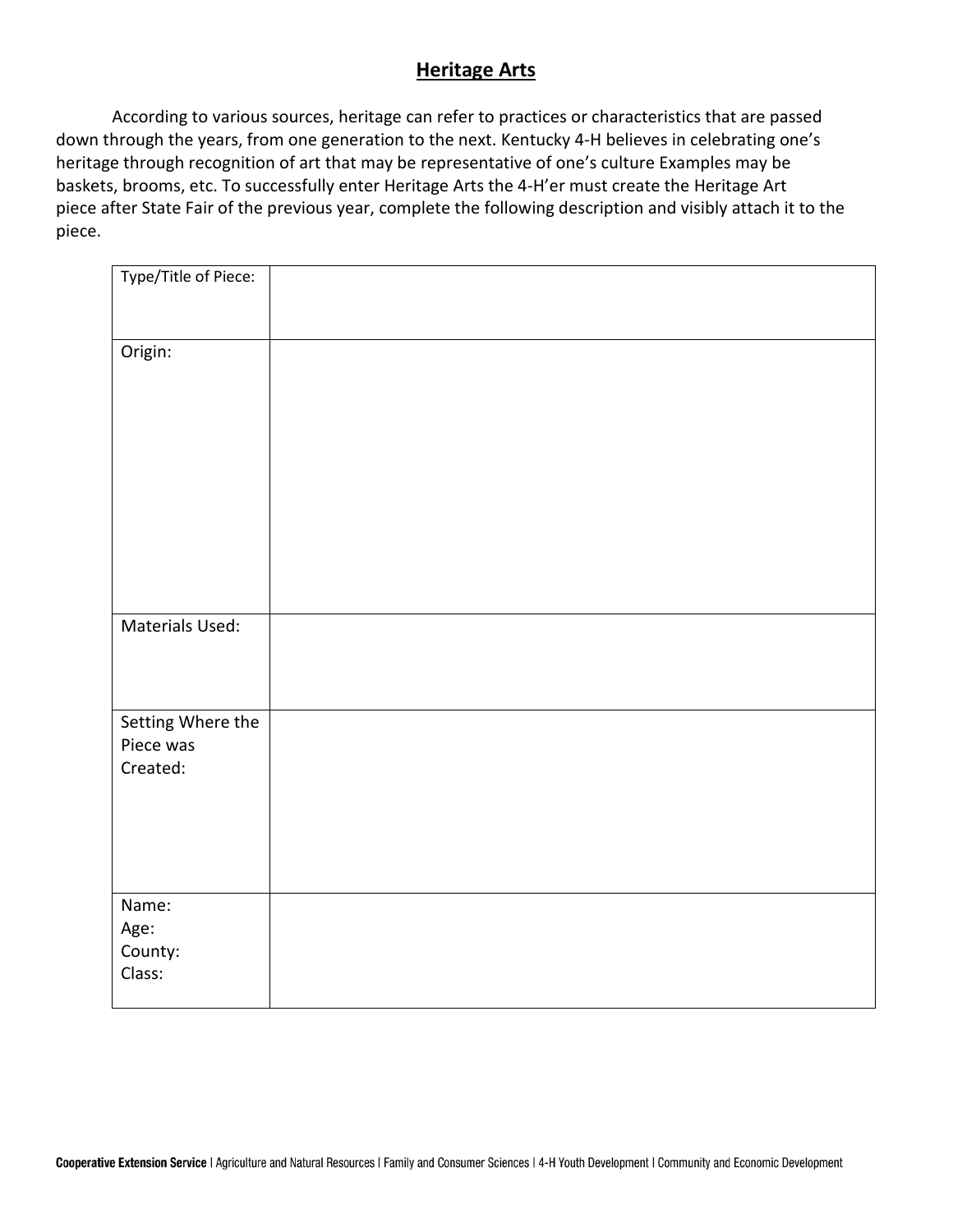## Heritage Arts

According to various sources, heritage can refer to practices or characteristics that are passed down through the years, from one generation to the next. Kentucky 4-H believes in celebrating one's heritage through recognition of art that may be representative of one's culture Examples may be baskets, brooms, etc. To successfully enter Heritage Arts the 4-H'er must create the Heritage Art piece after State Fair of the previous year, complete the following description and visibly attach it to the piece.

| | |
|---|---|
| Type/Title of Piece: | |
| Origin: | |
| Materials Used: | |
| Setting Where the Piece was Created: | |
| Name:<br>Age:<br>County:<br>Class: | |

Cooperative Extension Service | Agriculture and Natural Resources | Family and Consumer Sciences | 4-H Youth Development | Community and Economic Development